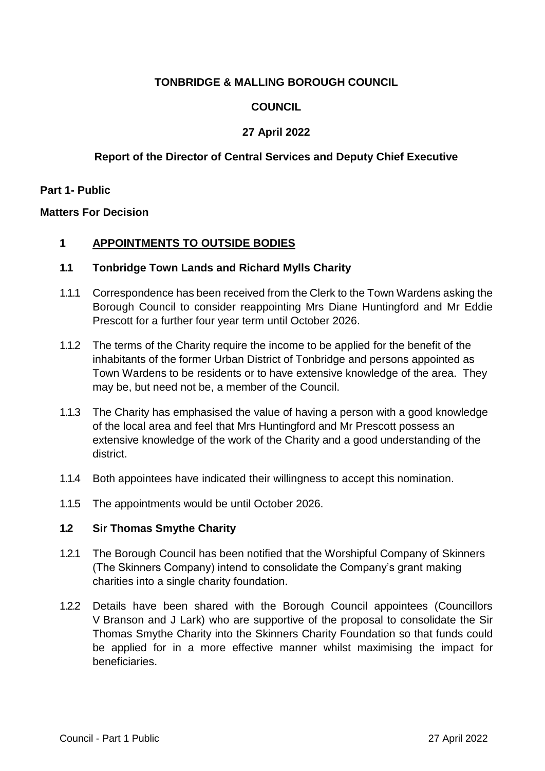**TONBRIDGE & MALLING BOROUGH COUNCIL**

**COUNCIL**

**27 April 2022**

**Report of the Director of Central Services and Deputy Chief Executive**

**Part 1- Public**

**Matters For Decision**

## 1 APPOINTMENTS TO OUTSIDE BODIES

### 1.1 Tonbridge Town Lands and Richard Mylls Charity

1.1.1 Correspondence has been received from the Clerk to the Town Wardens asking the Borough Council to consider reappointing Mrs Diane Huntingford and Mr Eddie Prescott for a further four year term until October 2026.

1.1.2 The terms of the Charity require the income to be applied for the benefit of the inhabitants of the former Urban District of Tonbridge and persons appointed as Town Wardens to be residents or to have extensive knowledge of the area. They may be, but need not be, a member of the Council.

1.1.3 The Charity has emphasised the value of having a person with a good knowledge of the local area and feel that Mrs Huntingford and Mr Prescott possess an extensive knowledge of the work of the Charity and a good understanding of the district.

1.1.4 Both appointees have indicated their willingness to accept this nomination.

1.1.5 The appointments would be until October 2026.

### 1.2 Sir Thomas Smythe Charity

1.2.1 The Borough Council has been notified that the Worshipful Company of Skinners (The Skinners Company) intend to consolidate the Company's grant making charities into a single charity foundation.

1.2.2 Details have been shared with the Borough Council appointees (Councillors V Branson and J Lark) who are supportive of the proposal to consolidate the Sir Thomas Smythe Charity into the Skinners Charity Foundation so that funds could be applied for in a more effective manner whilst maximising the impact for beneficiaries.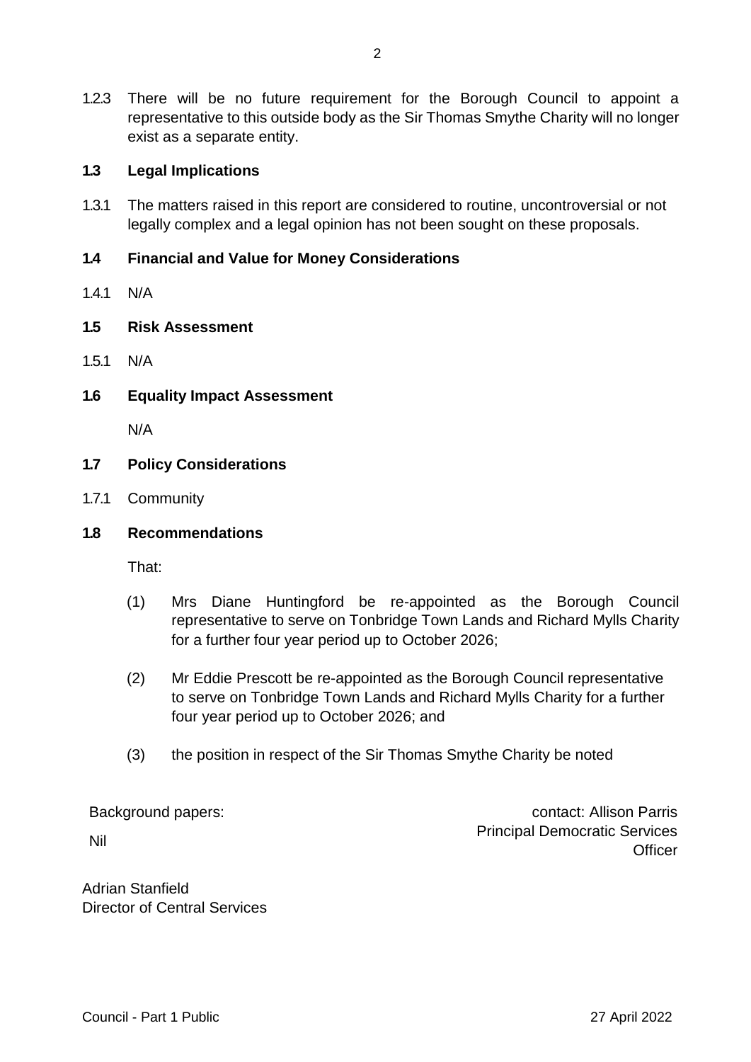1.2.3 There will be no future requirement for the Borough Council to appoint a representative to this outside body as the Sir Thomas Smythe Charity will no longer exist as a separate entity.

## 1.3 Legal Implications

1.3.1 The matters raised in this report are considered to routine, uncontroversial or not legally complex and a legal opinion has not been sought on these proposals.

## 1.4 Financial and Value for Money Considerations

1.4.1 N/A

## 1.5 Risk Assessment

1.5.1 N/A

## 1.6 Equality Impact Assessment

N/A

## 1.7 Policy Considerations

1.7.1 Community

## 1.8 Recommendations

That:

(1) Mrs Diane Huntingford be re-appointed as the Borough Council representative to serve on Tonbridge Town Lands and Richard Mylls Charity for a further four year period up to October 2026;

(2) Mr Eddie Prescott be re-appointed as the Borough Council representative to serve on Tonbridge Town Lands and Richard Mylls Charity for a further four year period up to October 2026; and

(3) the position in respect of the Sir Thomas Smythe Charity be noted

Background papers:

Nil

contact: Allison Parris
Principal Democratic Services Officer

Adrian Stanfield
Director of Central Services